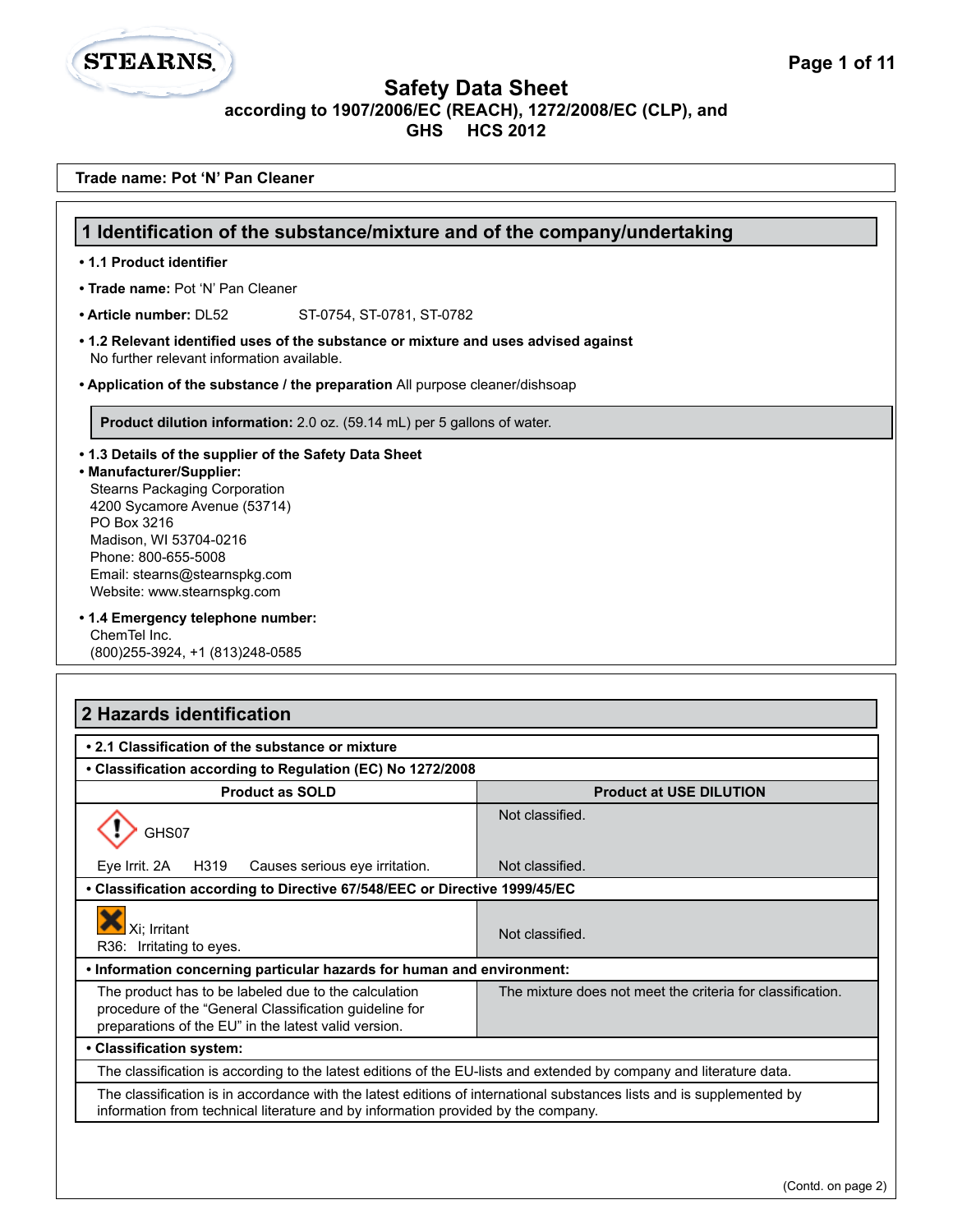STEARNS

# Safety Data Sheet
## according to 1907/2006/EC (REACH), 1272/2008/EC (CLP), and GHS HCS 2012

**Trade name: Pot 'N' Pan Cleaner**

## 1 Identification of the substance/mixture and of the company/undertaking

- **1.1 Product identifier**
- **Trade name:** Pot 'N' Pan Cleaner
- **Article number:** DL52 ST-0754, ST-0781, ST-0782
- **1.2 Relevant identified uses of the substance or mixture and uses advised against**
  No further relevant information available.
- **Application of the substance / the preparation** All purpose cleaner/dishsoap

**Product dilution information:** 2.0 oz. (59.14 mL) per 5 gallons of water.

- **1.3 Details of the supplier of the Safety Data Sheet**
- **Manufacturer/Supplier:**
  Stearns Packaging Corporation
  4200 Sycamore Avenue (53714)
  PO Box 3216
  Madison, WI 53704-0216
  Phone: 800-655-5008
  Email: stearns@stearnspkg.com
  Website: www.stearnspkg.com
- **1.4 Emergency telephone number:**
  ChemTel Inc.
  (800)255-3924, +1 (813)248-0585

## 2 Hazards identification

- **2.1 Classification of the substance or mixture**
- **Classification according to Regulation (EC) No 1272/2008**

| Product as SOLD | Product at USE DILUTION |
|---|---|
| GHS07 | Not classified. |
| Eye Irrit. 2A H319 Causes serious eye irritation. | Not classified. |

- **Classification according to Directive 67/548/EEC or Directive 1999/45/EC**

| Product as SOLD | Product at USE DILUTION |
|---|---|
| Xi; Irritant<br>R36: Irritating to eyes. | Not classified. |

- **Information concerning particular hazards for human and environment:**

| Product as SOLD | Product at USE DILUTION |
|---|---|
| The product has to be labeled due to the calculation procedure of the "General Classification guideline for preparations of the EU" in the latest valid version. | The mixture does not meet the criteria for classification. |

- **Classification system:**

The classification is according to the latest editions of the EU-lists and extended by company and literature data.

The classification is in accordance with the latest editions of international substances lists and is supplemented by information from technical literature and by information provided by the company.

(Contd. on page 2)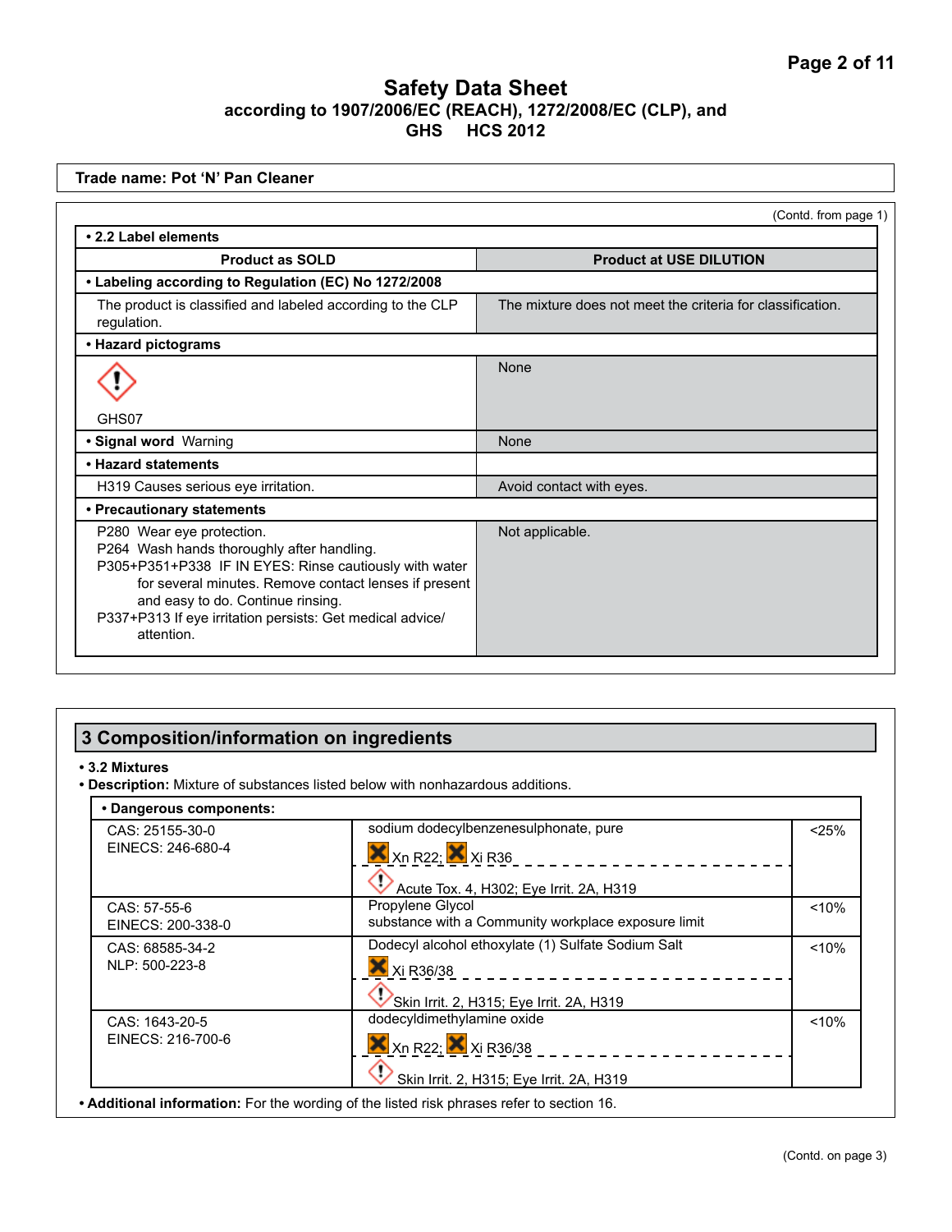# Safety Data Sheet

**according to 1907/2006/EC (REACH), 1272/2008/EC (CLP), and GHS HCS 2012**

**Trade name: Pot ‘N’ Pan Cleaner**

(Contd. from page 1)

**• 2.2 Label elements**

| Product as SOLD | Product at USE DILUTION |
|---|---|
| **• Labeling according to Regulation (EC) No 1272/2008** | |
| The product is classified and labeled according to the CLP regulation. | The mixture does not meet the criteria for classification. |
| **• Hazard pictograms** | |
| GHS07 | None |
| **• Signal word** Warning | None |
| **• Hazard statements** | |
| H319 Causes serious eye irritation. | Avoid contact with eyes. |
| **• Precautionary statements** | |
| P280 Wear eye protection.<br>P264 Wash hands thoroughly after handling.<br>P305+P351+P338 IF IN EYES: Rinse cautiously with water for several minutes. Remove contact lenses if present and easy to do. Continue rinsing.<br>P337+P313 If eye irritation persists: Get medical advice/ attention. | Not applicable. |

## 3 Composition/information on ingredients

**• 3.2 Mixtures**

**• Description:** Mixture of substances listed below with nonhazardous additions.

**• Dangerous components:**

| Identifiers | Substance / Classification | Concentration |
|---|---|---|
| CAS: 25155-30-0<br>EINECS: 246-680-4 | sodium dodecylbenzenesulphonate, pure<br>Xn R22; Xi R36<br>Acute Tox. 4, H302; Eye Irrit. 2A, H319 | <25% |
| CAS: 57-55-6<br>EINECS: 200-338-0 | Propylene Glycol<br>substance with a Community workplace exposure limit | <10% |
| CAS: 68585-34-2<br>NLP: 500-223-8 | Dodecyl alcohol ethoxylate (1) Sulfate Sodium Salt<br>Xi R36/38<br>Skin Irrit. 2, H315; Eye Irrit. 2A, H319 | <10% |
| CAS: 1643-20-5<br>EINECS: 216-700-6 | dodecyldimethylamine oxide<br>Xn R22; Xi R36/38<br>Skin Irrit. 2, H315; Eye Irrit. 2A, H319 | <10% |

**• Additional information:** For the wording of the listed risk phrases refer to section 16.

(Contd. on page 3)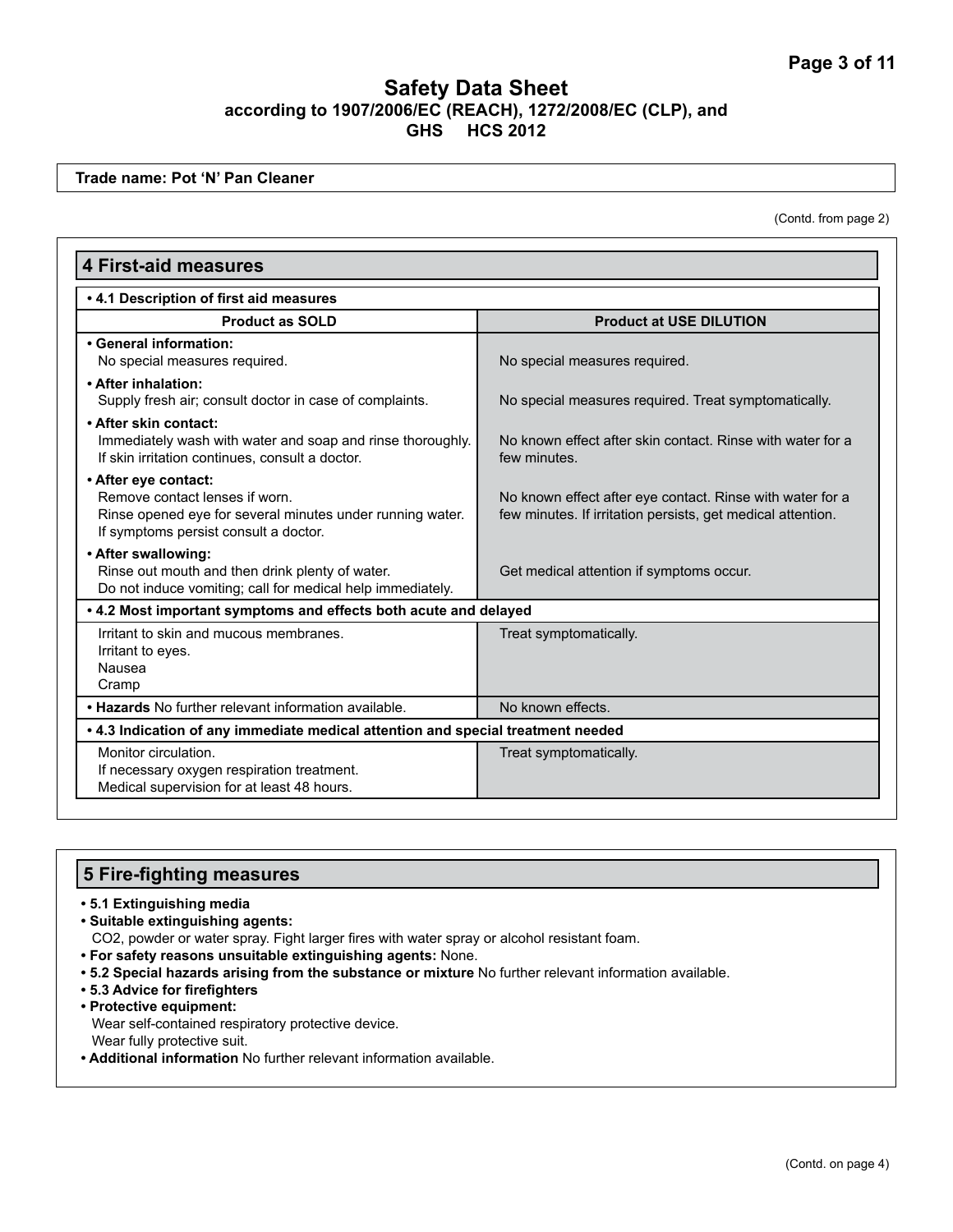**Trade name: Pot 'N' Pan Cleaner**

(Contd. from page 2)

## 4 First-aid measures

**• 4.1 Description of first aid measures**

| Product as SOLD | Product at USE DILUTION |
|---|---|
| **• General information:** No special measures required. | No special measures required. |
| **• After inhalation:** Supply fresh air; consult doctor in case of complaints. | No special measures required. Treat symptomatically. |
| **• After skin contact:** Immediately wash with water and soap and rinse thoroughly. If skin irritation continues, consult a doctor. | No known effect after skin contact. Rinse with water for a few minutes. |
| **• After eye contact:** Remove contact lenses if worn. Rinse opened eye for several minutes under running water. If symptoms persist consult a doctor. | No known effect after eye contact. Rinse with water for a few minutes. If irritation persists, get medical attention. |
| **• After swallowing:** Rinse out mouth and then drink plenty of water. Do not induce vomiting; call for medical help immediately. | Get medical attention if symptoms occur. |

**• 4.2 Most important symptoms and effects both acute and delayed**

| Product as SOLD | Product at USE DILUTION |
|---|---|
| Irritant to skin and mucous membranes. Irritant to eyes. Nausea Cramp | Treat symptomatically. |
| **• Hazards** No further relevant information available. | No known effects. |

**• 4.3 Indication of any immediate medical attention and special treatment needed**

| Product as SOLD | Product at USE DILUTION |
|---|---|
| Monitor circulation. If necessary oxygen respiration treatment. Medical supervision for at least 48 hours. | Treat symptomatically. |

## 5 Fire-fighting measures

- **5.1 Extinguishing media**
- **Suitable extinguishing agents:**
  $CO_2$, powder or water spray. Fight larger fires with water spray or alcohol resistant foam.
- **For safety reasons unsuitable extinguishing agents:** None.
- **5.2 Special hazards arising from the substance or mixture** No further relevant information available.
- **5.3 Advice for firefighters**
- **Protective equipment:**
  Wear self-contained respiratory protective device.
  Wear fully protective suit.
- **Additional information** No further relevant information available.

(Contd. on page 4)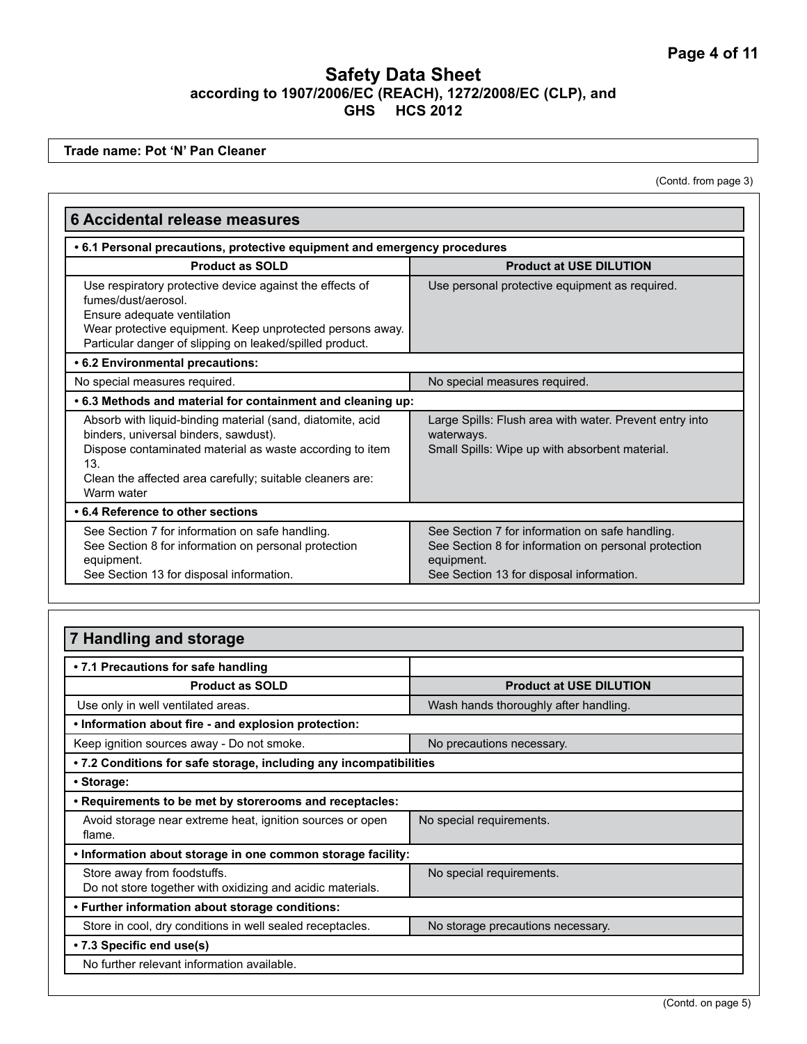**Safety Data Sheet**
**according to 1907/2006/EC (REACH), 1272/2008/EC (CLP), and GHS HCS 2012**

**Trade name: Pot 'N' Pan Cleaner**

(Contd. from page 3)

## 6 Accidental release measures

**• 6.1 Personal precautions, protective equipment and emergency procedures**

| Product as SOLD | Product at USE DILUTION |
|---|---|
| Use respiratory protective device against the effects of fumes/dust/aerosol.<br>Ensure adequate ventilation<br>Wear protective equipment. Keep unprotected persons away.<br>Particular danger of slipping on leaked/spilled product. | Use personal protective equipment as required. |

**• 6.2 Environmental precautions:**

| Product as SOLD | Product at USE DILUTION |
|---|---|
| No special measures required. | No special measures required. |

**• 6.3 Methods and material for containment and cleaning up:**

| Product as SOLD | Product at USE DILUTION |
|---|---|
| Absorb with liquid-binding material (sand, diatomite, acid binders, universal binders, sawdust).<br>Dispose contaminated material as waste according to item 13.<br>Clean the affected area carefully; suitable cleaners are: Warm water | Large Spills: Flush area with water. Prevent entry into waterways.<br>Small Spills: Wipe up with absorbent material. |

**• 6.4 Reference to other sections**

| Product as SOLD | Product at USE DILUTION |
|---|---|
| See Section 7 for information on safe handling.<br>See Section 8 for information on personal protection equipment.<br>See Section 13 for disposal information. | See Section 7 for information on safe handling.<br>See Section 8 for information on personal protection equipment.<br>See Section 13 for disposal information. |

## 7 Handling and storage

**• 7.1 Precautions for safe handling**

| Product as SOLD | Product at USE DILUTION |
|---|---|
| Use only in well ventilated areas. | Wash hands thoroughly after handling. |

**• Information about fire - and explosion protection:**

| Product as SOLD | Product at USE DILUTION |
|---|---|
| Keep ignition sources away - Do not smoke. | No precautions necessary. |

**• 7.2 Conditions for safe storage, including any incompatibilities**

**• Storage:**

**• Requirements to be met by storerooms and receptacles:**

| Product as SOLD | Product at USE DILUTION |
|---|---|
| Avoid storage near extreme heat, ignition sources or open flame. | No special requirements. |

**• Information about storage in one common storage facility:**

| Product as SOLD | Product at USE DILUTION |
|---|---|
| Store away from foodstuffs.<br>Do not store together with oxidizing and acidic materials. | No special requirements. |

**• Further information about storage conditions:**

| Product as SOLD | Product at USE DILUTION |
|---|---|
| Store in cool, dry conditions in well sealed receptacles. | No storage precautions necessary. |

**• 7.3 Specific end use(s)**

No further relevant information available.

(Contd. on page 5)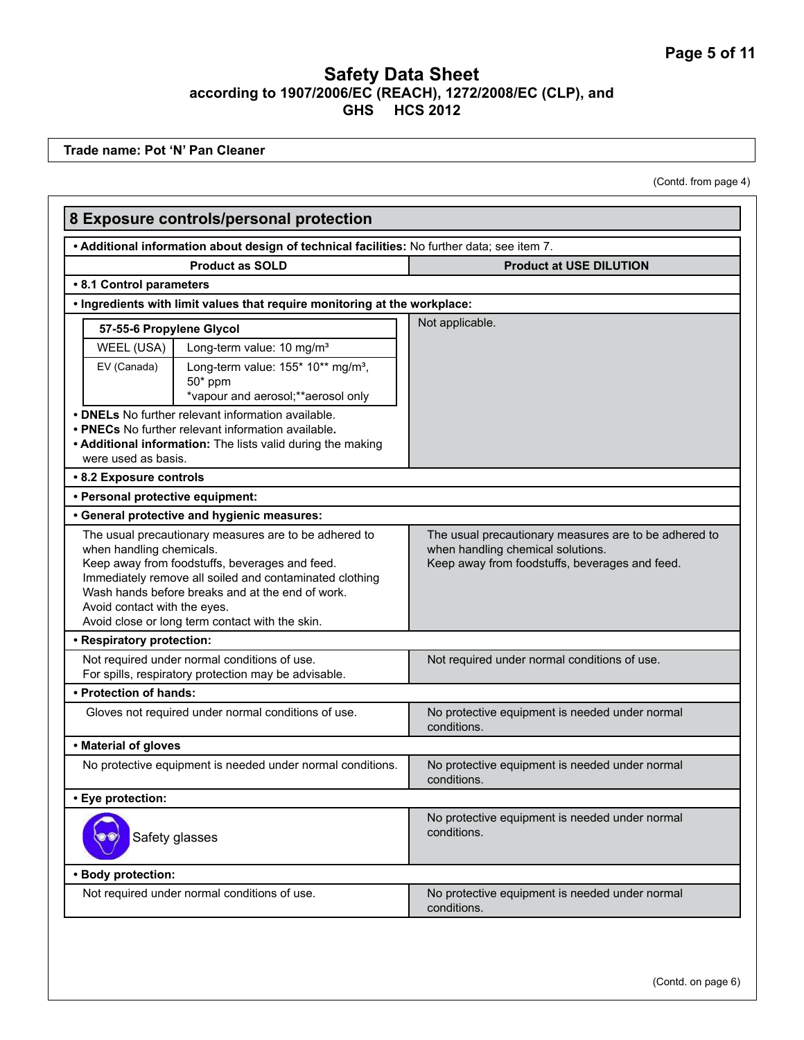# Safety Data Sheet

**according to 1907/2006/EC (REACH), 1272/2008/EC (CLP), and GHS HCS 2012**

**Trade name: Pot 'N' Pan Cleaner**

(Contd. from page 4)

## 8 Exposure controls/personal protection

**• Additional information about design of technical facilities:** No further data; see item 7.

| Product as SOLD | Product at USE DILUTION |
|---|---|
| **• 8.1 Control parameters** | |
| **• Ingredients with limit values that require monitoring at the workplace:** | |
| **57-55-6 Propylene Glycol**<br>WEEL (USA): Long-term value: 10 mg/m³<br>EV (Canada): Long-term value: 155* 10** mg/m³, 50* ppm<br>*vapour and aerosol;**aerosol only<br>**• DNELs** No further relevant information available.<br>**• PNECs** No further relevant information available.<br>**• Additional information:** The lists valid during the making were used as basis. | Not applicable. |
| **• 8.2 Exposure controls** | |
| **• Personal protective equipment:** | |
| **• General protective and hygienic measures:** | |
| The usual precautionary measures are to be adhered to when handling chemicals.<br>Keep away from foodstuffs, beverages and feed.<br>Immediately remove all soiled and contaminated clothing<br>Wash hands before breaks and at the end of work.<br>Avoid contact with the eyes.<br>Avoid close or long term contact with the skin. | The usual precautionary measures are to be adhered to when handling chemical solutions.<br>Keep away from foodstuffs, beverages and feed. |
| **• Respiratory protection:** | |
| Not required under normal conditions of use.<br>For spills, respiratory protection may be advisable. | Not required under normal conditions of use. |
| **• Protection of hands:** | |
| Gloves not required under normal conditions of use. | No protective equipment is needed under normal conditions. |
| **• Material of gloves** | |
| No protective equipment is needed under normal conditions. | No protective equipment is needed under normal conditions. |
| **• Eye protection:** | |
| Safety glasses | No protective equipment is needed under normal conditions. |
| **• Body protection:** | |
| Not required under normal conditions of use. | No protective equipment is needed under normal conditions. |

(Contd. on page 6)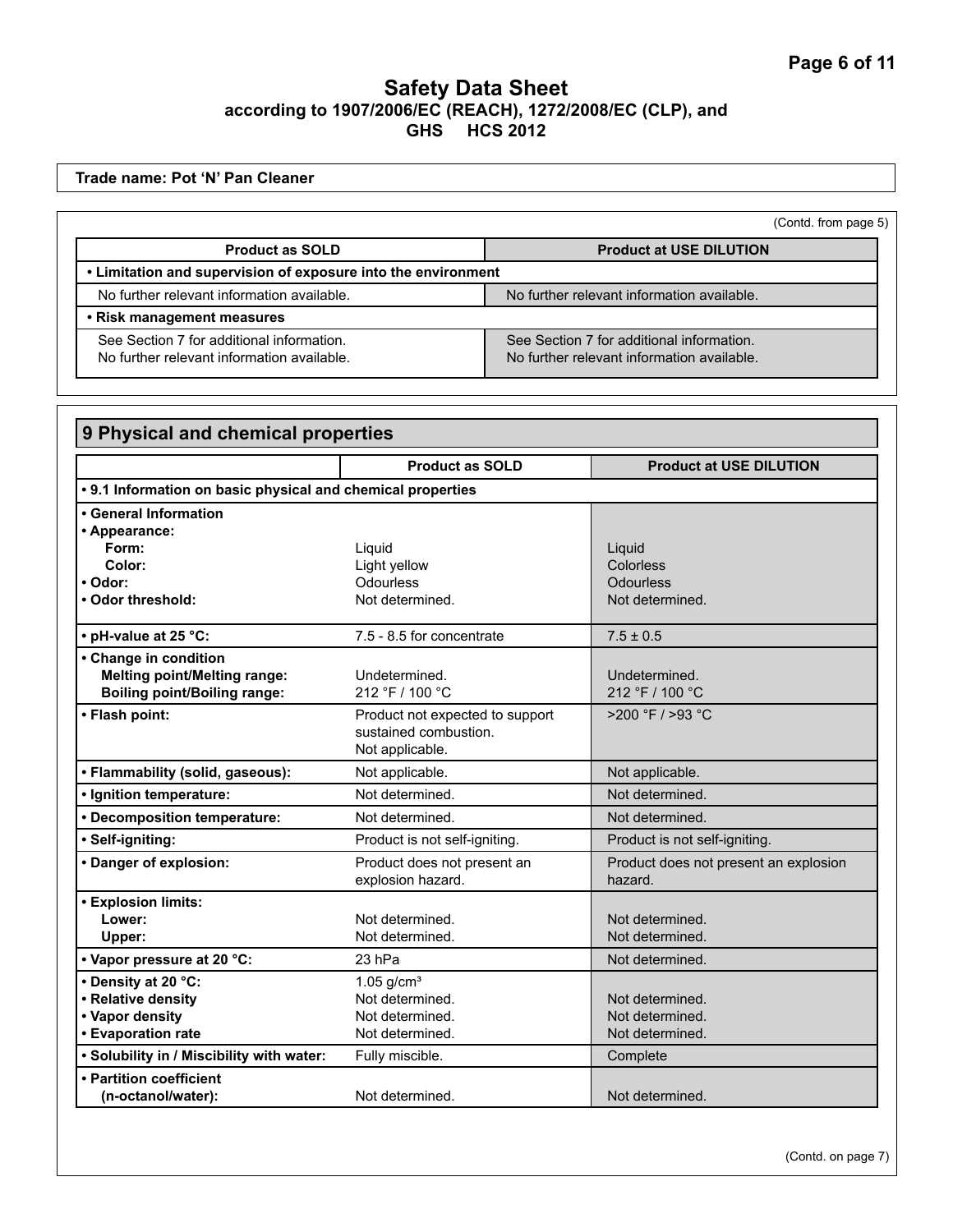Trade name: Pot 'N' Pan Cleaner

(Contd. from page 5)

| Product as SOLD | Product at USE DILUTION |
|---|---|
| **• Limitation and supervision of exposure into the environment** | |
| No further relevant information available. | No further relevant information available. |
| **• Risk management measures** | |
| See Section 7 for additional information.<br>No further relevant information available. | See Section 7 for additional information.<br>No further relevant information available. |

## 9 Physical and chemical properties

| | Product as SOLD | Product at USE DILUTION |
|---|---|---|
| **• 9.1 Information on basic physical and chemical properties** | | |
| **• General Information** | | |
| **• Appearance:** | | |
| **Form:** | Liquid | Liquid |
| **Color:** | Light yellow | Colorless |
| **• Odor:** | Odourless | Odourless |
| **• Odor threshold:** | Not determined. | Not determined. |
| **• pH-value at 25 °C:** | 7.5 - 8.5 for concentrate | 7.5 ± 0.5 |
| **• Change in condition** | | |
| **Melting point/Melting range:** | Undetermined. | Undetermined. |
| **Boiling point/Boiling range:** | 212 °F / 100 °C | 212 °F / 100 °C |
| **• Flash point:** | Product not expected to support sustained combustion.<br>Not applicable. | >200 °F / >93 °C |
| **• Flammability (solid, gaseous):** | Not applicable. | Not applicable. |
| **• Ignition temperature:** | Not determined. | Not determined. |
| **• Decomposition temperature:** | Not determined. | Not determined. |
| **• Self-igniting:** | Product is not self-igniting. | Product is not self-igniting. |
| **• Danger of explosion:** | Product does not present an explosion hazard. | Product does not present an explosion hazard. |
| **• Explosion limits:** | | |
| **Lower:** | Not determined. | Not determined. |
| **Upper:** | Not determined. | Not determined. |
| **• Vapor pressure at 20 °C:** | 23 hPa | Not determined. |
| **• Density at 20 °C:** | 1.05 g/cm³ | |
| **• Relative density** | Not determined. | Not determined. |
| **• Vapor density** | Not determined. | Not determined. |
| **• Evaporation rate** | Not determined. | Not determined. |
| **• Solubility in / Miscibility with water:** | Fully miscible. | Complete |
| **• Partition coefficient (n-octanol/water):** | Not determined. | Not determined. |

(Contd. on page 7)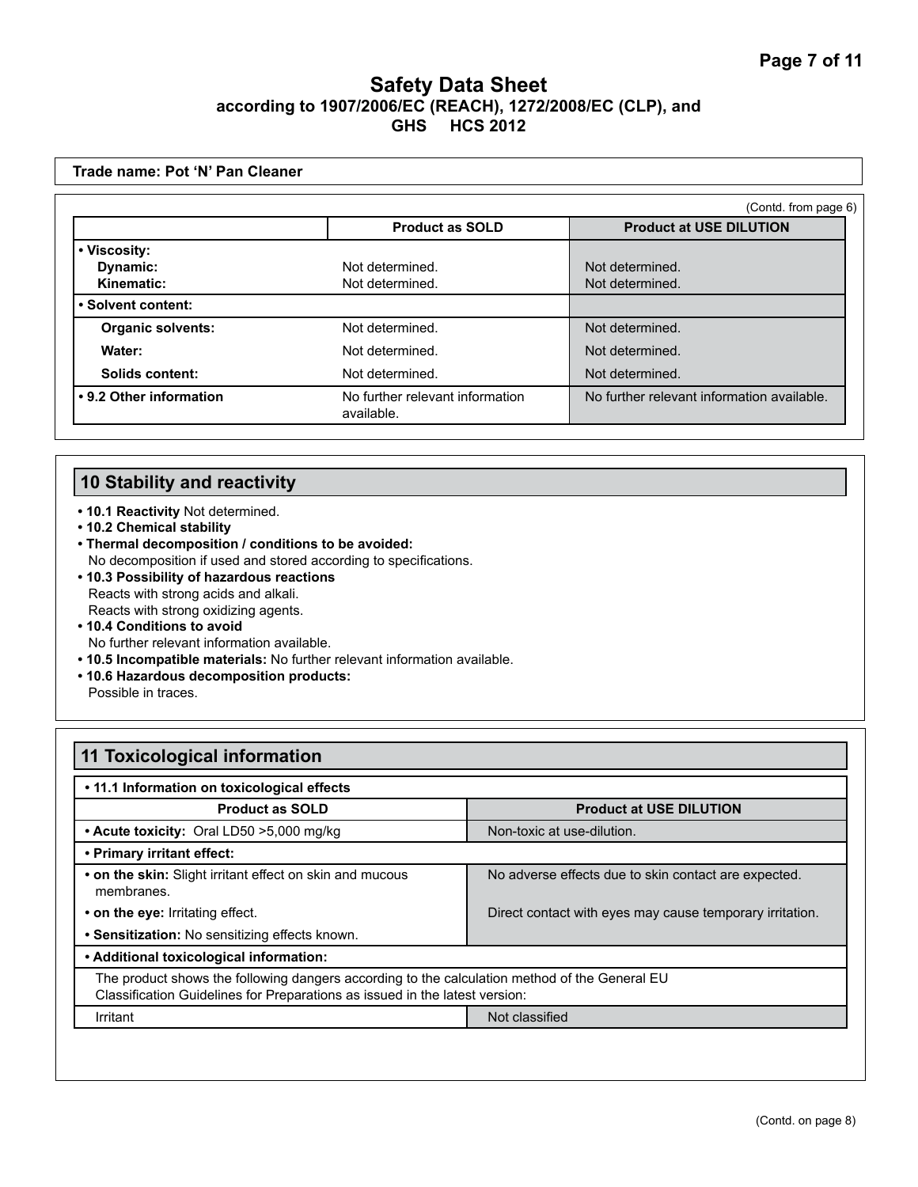# Safety Data Sheet

**according to 1907/2006/EC (REACH), 1272/2008/EC (CLP), and GHS HCS 2012**

**Trade name: Pot 'N' Pan Cleaner**

(Contd. from page 6)

| | Product as SOLD | Product at USE DILUTION |
|---|---|---|
| **• Viscosity:** | | |
| **Dynamic:** | Not determined. | Not determined. |
| **Kinematic:** | Not determined. | Not determined. |
| **• Solvent content:** | | |
| **Organic solvents:** | Not determined. | Not determined. |
| **Water:** | Not determined. | Not determined. |
| **Solids content:** | Not determined. | Not determined. |
| **• 9.2 Other information** | No further relevant information available. | No further relevant information available. |

## 10 Stability and reactivity

- **10.1 Reactivity** Not determined.
- **10.2 Chemical stability**
- **Thermal decomposition / conditions to be avoided:**
  No decomposition if used and stored according to specifications.
- **10.3 Possibility of hazardous reactions**
  Reacts with strong acids and alkali.
  Reacts with strong oxidizing agents.
- **10.4 Conditions to avoid**
  No further relevant information available.
- **10.5 Incompatible materials:** No further relevant information available.
- **10.6 Hazardous decomposition products:**
  Possible in traces.

## 11 Toxicological information

| **• 11.1 Information on toxicological effects** | |
|---|---|
| **Product as SOLD** | **Product at USE DILUTION** |
| **• Acute toxicity:** Oral LD50 >5,000 mg/kg | Non-toxic at use-dilution. |
| **• Primary irritant effect:** | |
| **• on the skin:** Slight irritant effect on skin and mucous membranes. | No adverse effects due to skin contact are expected. |
| **• on the eye:** Irritating effect. | Direct contact with eyes may cause temporary irritation. |
| **• Sensitization:** No sensitizing effects known. | |
| **• Additional toxicological information:** | |
| The product shows the following dangers according to the calculation method of the General EU Classification Guidelines for Preparations as issued in the latest version: | |
| Irritant | Not classified |

(Contd. on page 8)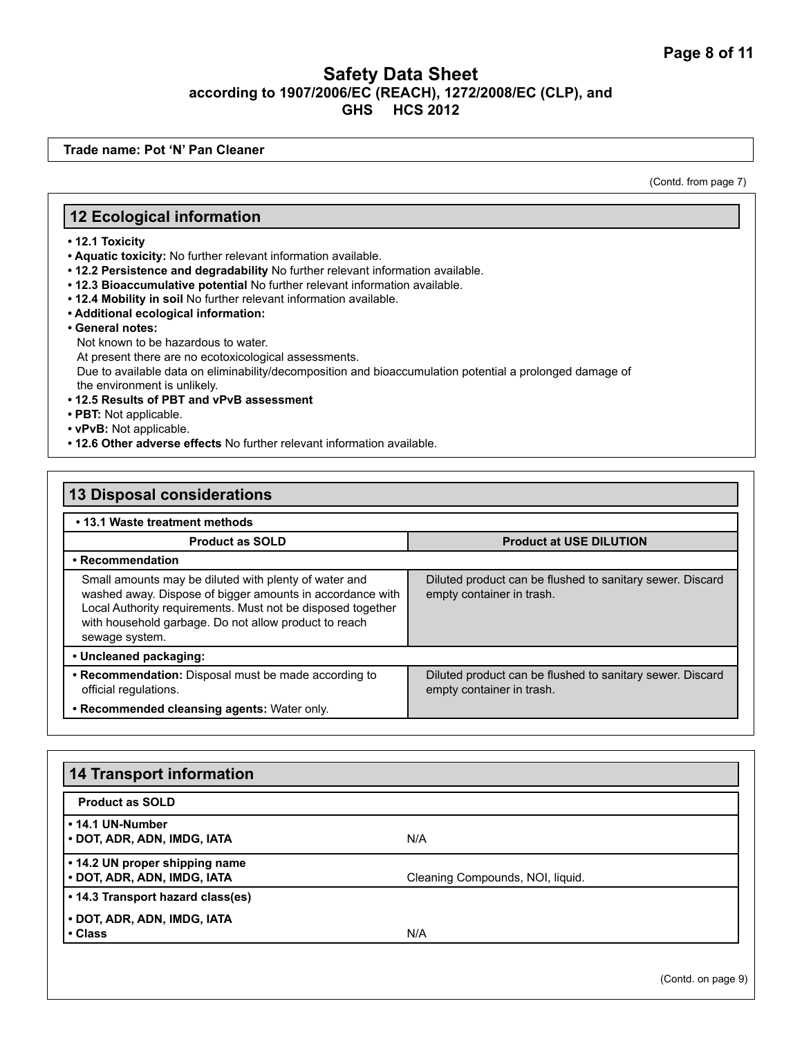# Safety Data Sheet
**according to 1907/2006/EC (REACH), 1272/2008/EC (CLP), and GHS HCS 2012**

**Trade name: Pot 'N' Pan Cleaner**

(Contd. from page 7)

## 12 Ecological information

- **12.1 Toxicity**
- **Aquatic toxicity:** No further relevant information available.
- **12.2 Persistence and degradability** No further relevant information available.
- **12.3 Bioaccumulative potential** No further relevant information available.
- **12.4 Mobility in soil** No further relevant information available.
- **Additional ecological information:**
- **General notes:**
  Not known to be hazardous to water.
  At present there are no ecotoxicological assessments.
  Due to available data on eliminability/decomposition and bioaccumulation potential a prolonged damage of the environment is unlikely.
- **12.5 Results of PBT and vPvB assessment**
- **PBT:** Not applicable.
- **vPvB:** Not applicable.
- **12.6 Other adverse effects** No further relevant information available.

## 13 Disposal considerations

**• 13.1 Waste treatment methods**

| Product as SOLD | Product at USE DILUTION |
|---|---|
| **• Recommendation** | |
| Small amounts may be diluted with plenty of water and washed away. Dispose of bigger amounts in accordance with Local Authority requirements. Must not be disposed together with household garbage. Do not allow product to reach sewage system. | Diluted product can be flushed to sanitary sewer. Discard empty container in trash. |
| **• Uncleaned packaging:** | |
| **• Recommendation:** Disposal must be made according to official regulations.<br>**• Recommended cleansing agents:** Water only. | Diluted product can be flushed to sanitary sewer. Discard empty container in trash. |

## 14 Transport information

| Product as SOLD | |
|---|---|
| **• 14.1 UN-Number**<br>**• DOT, ADR, ADN, IMDG, IATA** | N/A |
| **• 14.2 UN proper shipping name**<br>**• DOT, ADR, ADN, IMDG, IATA** | Cleaning Compounds, NOI, liquid. |
| **• 14.3 Transport hazard class(es)** | |
| **• DOT, ADR, ADN, IMDG, IATA**<br>**• Class** | N/A |

(Contd. on page 9)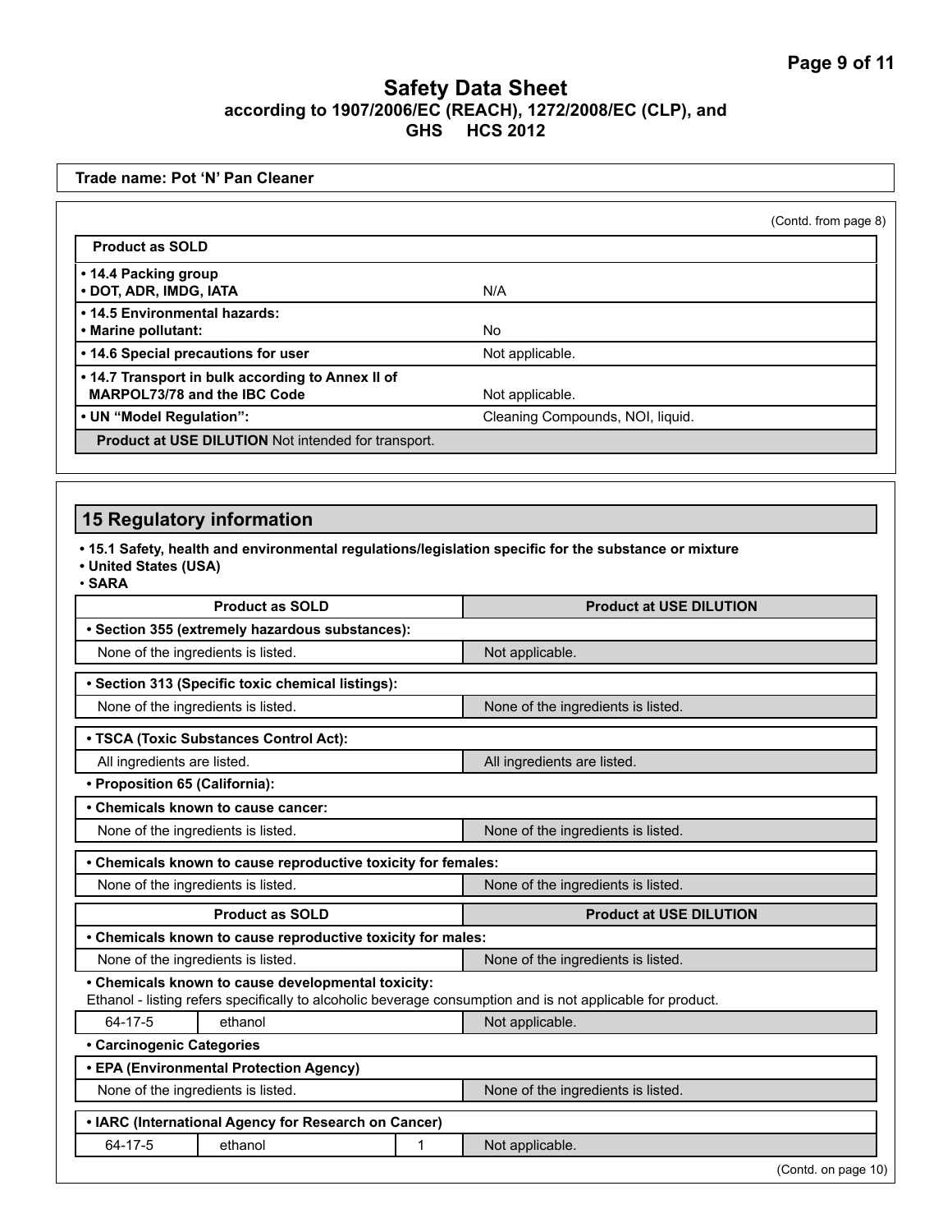# Safety Data Sheet
## according to 1907/2006/EC (REACH), 1272/2008/EC (CLP), and GHS HCS 2012

**Trade name: Pot 'N' Pan Cleaner**

(Contd. from page 8)

| **Product as SOLD** | |
|---|---|
| **• 14.4 Packing group** **• DOT, ADR, IMDG, IATA** | N/A |
| **• 14.5 Environmental hazards:** **• Marine pollutant:** | No |
| **• 14.6 Special precautions for user** | Not applicable. |
| **• 14.7 Transport in bulk according to Annex II of MARPOL73/78 and the IBC Code** | Not applicable. |
| **• UN "Model Regulation":** | Cleaning Compounds, NOI, liquid. |
| **Product at USE DILUTION** Not intended for transport. | |

## 15 Regulatory information

**• 15.1 Safety, health and environmental regulations/legislation specific for the substance or mixture**
**• United States (USA)**
**• SARA**

| **Product as SOLD** | | | **Product at USE DILUTION** |
|---|---|---|---|
| **• Section 355 (extremely hazardous substances):** | | | |
| None of the ingredients is listed. | | | Not applicable. |
| **• Section 313 (Specific toxic chemical listings):** | | | |
| None of the ingredients is listed. | | | None of the ingredients is listed. |
| **• TSCA (Toxic Substances Control Act):** | | | |
| All ingredients are listed. | | | All ingredients are listed. |
| **• Proposition 65 (California):** | | | |
| **• Chemicals known to cause cancer:** | | | |
| None of the ingredients is listed. | | | None of the ingredients is listed. |
| **• Chemicals known to cause reproductive toxicity for females:** | | | |
| None of the ingredients is listed. | | | None of the ingredients is listed. |

| **Product as SOLD** | | | **Product at USE DILUTION** |
|---|---|---|---|
| **• Chemicals known to cause reproductive toxicity for males:** | | | |
| None of the ingredients is listed. | | | None of the ingredients is listed. |
| **• Chemicals known to cause developmental toxicity:** Ethanol - listing refers specifically to alcoholic beverage consumption and is not applicable for product. | | | |
| 64-17-5 | ethanol | | Not applicable. |
| **• Carcinogenic Categories** | | | |
| **• EPA (Environmental Protection Agency)** | | | |
| None of the ingredients is listed. | | | None of the ingredients is listed. |
| **• IARC (International Agency for Research on Cancer)** | | | |
| 64-17-5 | ethanol | 1 | Not applicable. |

(Contd. on page 10)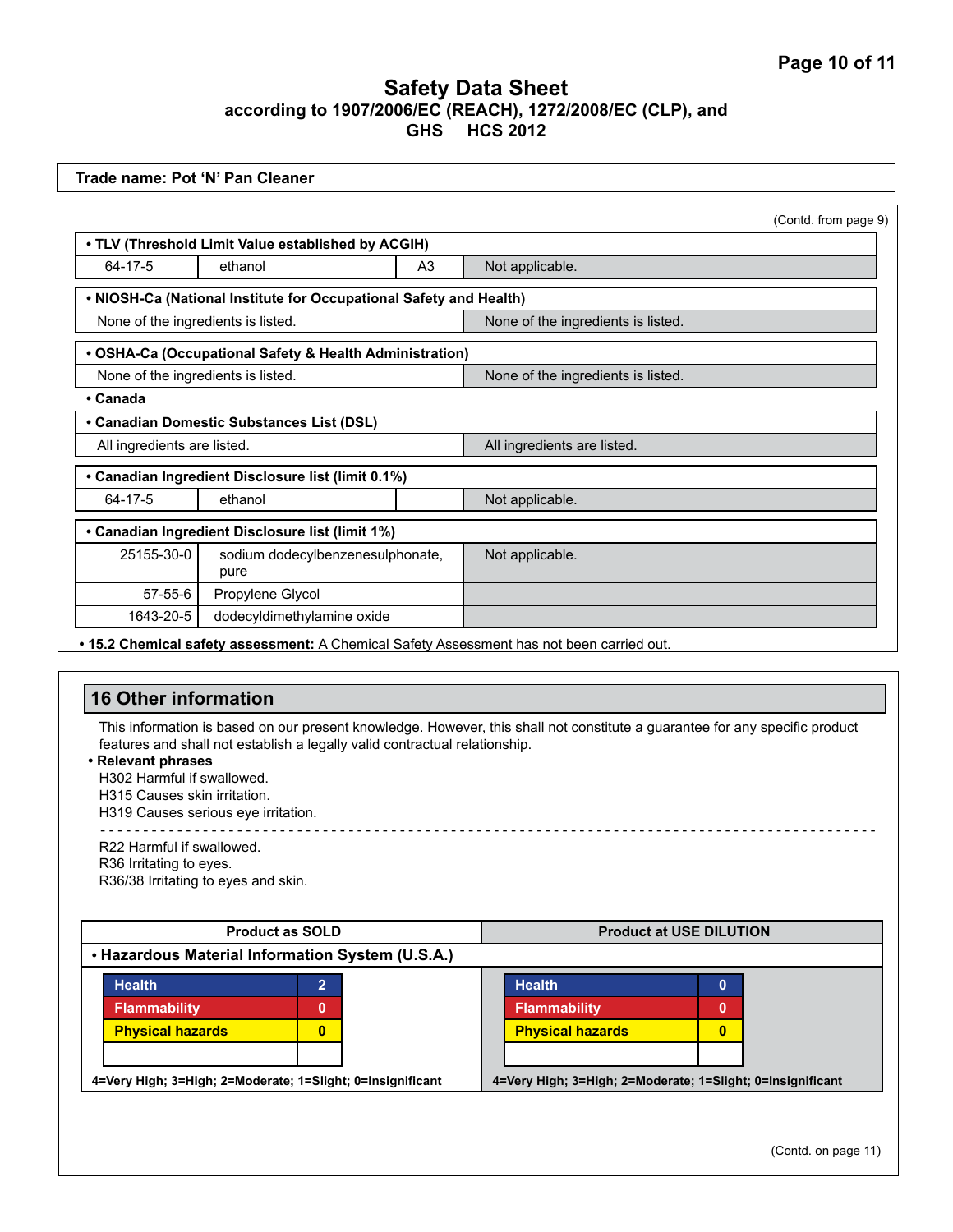# Safety Data Sheet

**according to 1907/2006/EC (REACH), 1272/2008/EC (CLP), and GHS HCS 2012**

**Trade name: Pot 'N' Pan Cleaner**

(Contd. from page 9)

| • TLV (Threshold Limit Value established by ACGIH) | | | |
|---|---|---|---|
| 64-17-5 | ethanol | A3 | Not applicable. |

| • NIOSH-Ca (National Institute for Occupational Safety and Health) | |
|---|---|
| None of the ingredients is listed. | None of the ingredients is listed. |

| • OSHA-Ca (Occupational Safety & Health Administration) | |
|---|---|
| None of the ingredients is listed. | None of the ingredients is listed. |

**• Canada**

| • Canadian Domestic Substances List (DSL) | |
|---|---|
| All ingredients are listed. | All ingredients are listed. |

| • Canadian Ingredient Disclosure list (limit 0.1%) | | | |
|---|---|---|---|
| 64-17-5 | ethanol | | Not applicable. |

| • Canadian Ingredient Disclosure list (limit 1%) | | |
|---|---|---|
| 25155-30-0 | sodium dodecylbenzenesulphonate, pure | Not applicable. |
| 57-55-6 | Propylene Glycol | |
| 1643-20-5 | dodecyldimethylamine oxide | |

• **15.2 Chemical safety assessment:** A Chemical Safety Assessment has not been carried out.

## 16 Other information

This information is based on our present knowledge. However, this shall not constitute a guarantee for any specific product features and shall not establish a legally valid contractual relationship.

**• Relevant phrases**

H302 Harmful if swallowed.
H315 Causes skin irritation.
H319 Causes serious eye irritation.

---

R22 Harmful if swallowed.
R36 Irritating to eyes.
R36/38 Irritating to eyes and skin.

**• Hazardous Material Information System (U.S.A.)**

| Product as SOLD | | Product at USE DILUTION | |
|---|---|---|---|
| Health | 2 | Health | 0 |
| Flammability | 0 | Flammability | 0 |
| Physical hazards | 0 | Physical hazards | 0 |

4=Very High; 3=High; 2=Moderate; 1=Slight; 0=Insignificant

(Contd. on page 11)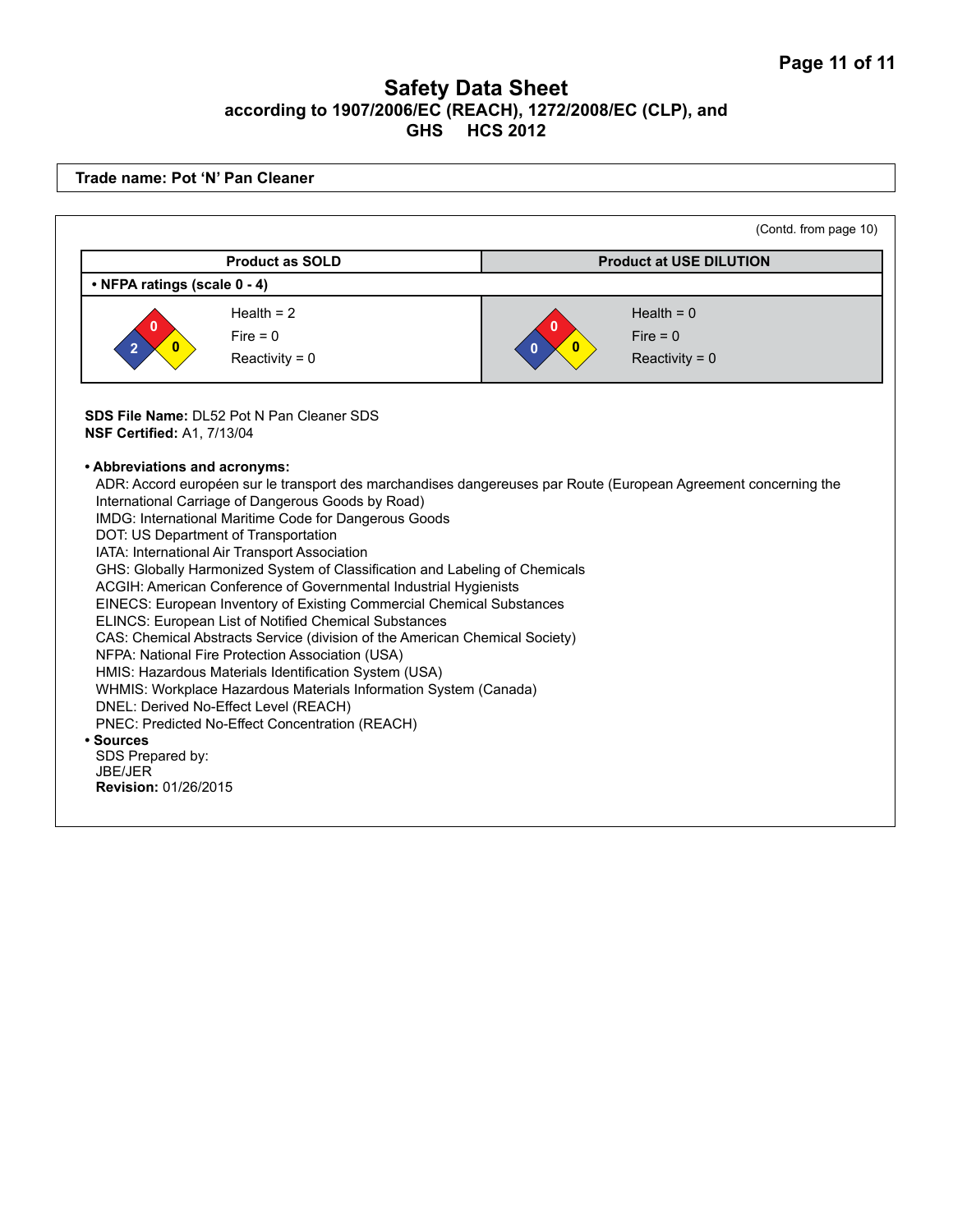# Safety Data Sheet
**according to 1907/2006/EC (REACH), 1272/2008/EC (CLP), and GHS HCS 2012**

**Trade name: Pot 'N' Pan Cleaner**

(Contd. from page 10)

| Product as SOLD | Product at USE DILUTION |
|---|---|
| **• NFPA ratings (scale 0 - 4)** | |
| Health = 2<br>Fire = 0<br>Reactivity = 0 | Health = 0<br>Fire = 0<br>Reactivity = 0 |

**SDS File Name:** DL52 Pot N Pan Cleaner SDS
**NSF Certified:** A1, 7/13/04

**• Abbreviations and acronyms:**

ADR: Accord européen sur le transport des marchandises dangereuses par Route (European Agreement concerning the International Carriage of Dangerous Goods by Road)
IMDG: International Maritime Code for Dangerous Goods
DOT: US Department of Transportation
IATA: International Air Transport Association
GHS: Globally Harmonized System of Classification and Labeling of Chemicals
ACGIH: American Conference of Governmental Industrial Hygienists
EINECS: European Inventory of Existing Commercial Chemical Substances
ELINCS: European List of Notified Chemical Substances
CAS: Chemical Abstracts Service (division of the American Chemical Society)
NFPA: National Fire Protection Association (USA)
HMIS: Hazardous Materials Identification System (USA)
WHMIS: Workplace Hazardous Materials Information System (Canada)
DNEL: Derived No-Effect Level (REACH)
PNEC: Predicted No-Effect Concentration (REACH)

**• Sources**

SDS Prepared by:
JBE/JER
**Revision:** 01/26/2015